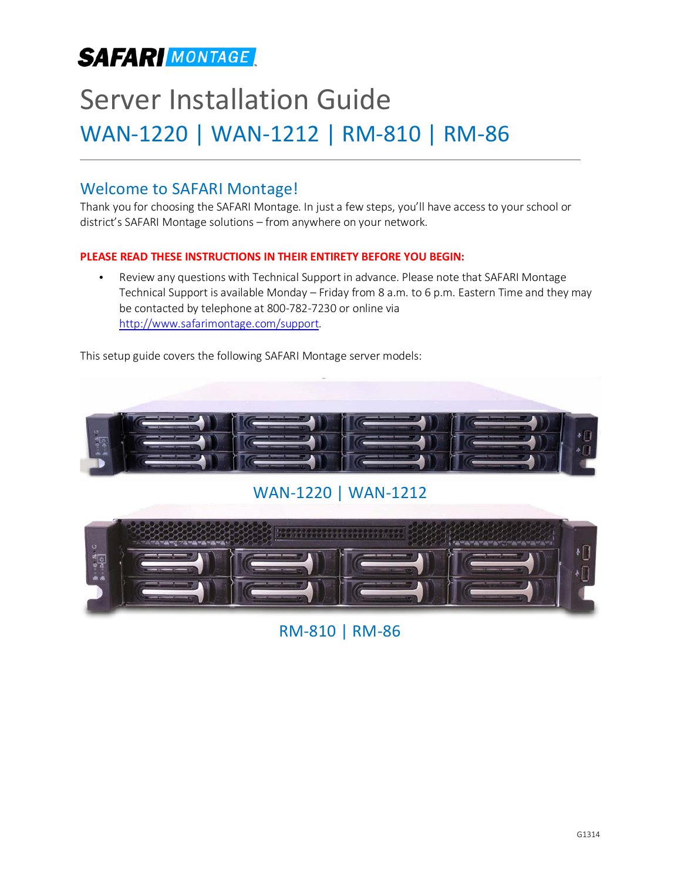SAFARI MONTAGE

# Server Installation Guide

## WAN-1220 | WAN-1212 | RM-810 | RM-86

## Welcome to SAFARI Montage!

Thank you for choosing the SAFARI Montage. In just a few steps, you'll have access to your school or district's SAFARI Montage solutions – from anywhere on your network.

**PLEASE READ THESE INSTRUCTIONS IN THEIR ENTIRETY BEFORE YOU BEGIN:**

- Review any questions with Technical Support in advance. Please note that SAFARI Montage Technical Support is available Monday – Friday from 8 a.m. to 6 p.m. Eastern Time and they may be contacted by telephone at 800-782-7230 or online via http://www.safarimontage.com/support.

This setup guide covers the following SAFARI Montage server models:

WAN-1220 | WAN-1212

RM-810 | RM-86

G1314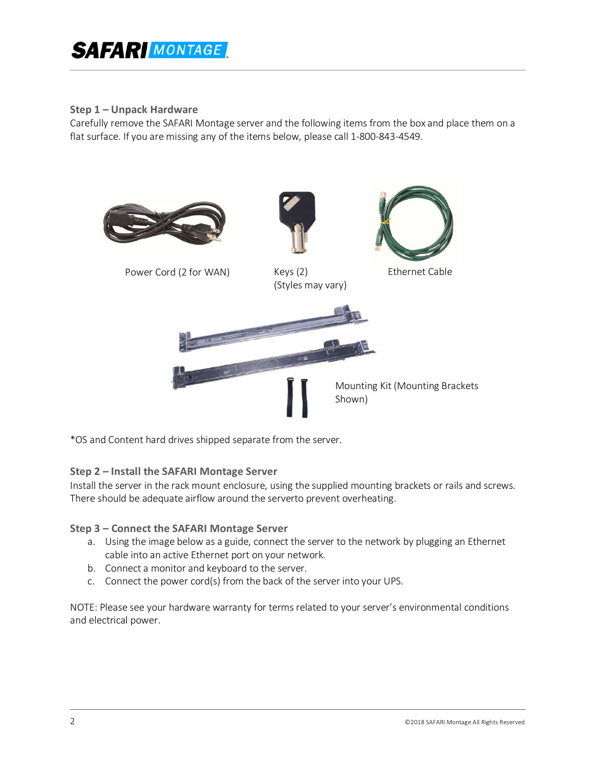### Step 1 – Unpack Hardware

Carefully remove the SAFARI Montage server and the following items from the box and place them on a flat surface. If you are missing any of the items below, please call 1-800-843-4549.

Power Cord (2 for WAN)

Keys (2)
(Styles may vary)

Ethernet Cable

Mounting Kit (Mounting Brackets Shown)

*OS and Content hard drives shipped separate from the server.

### Step 2 – Install the SAFARI Montage Server

Install the server in the rack mount enclosure, using the supplied mounting brackets or rails and screws. There should be adequate airflow around the serverto prevent overheating.

### Step 3 – Connect the SAFARI Montage Server

a. Using the image below as a guide, connect the server to the network by plugging an Ethernet cable into an active Ethernet port on your network.
b. Connect a monitor and keyboard to the server.
c. Connect the power cord(s) from the back of the server into your UPS.

NOTE: Please see your hardware warranty for terms related to your server's environmental conditions and electrical power.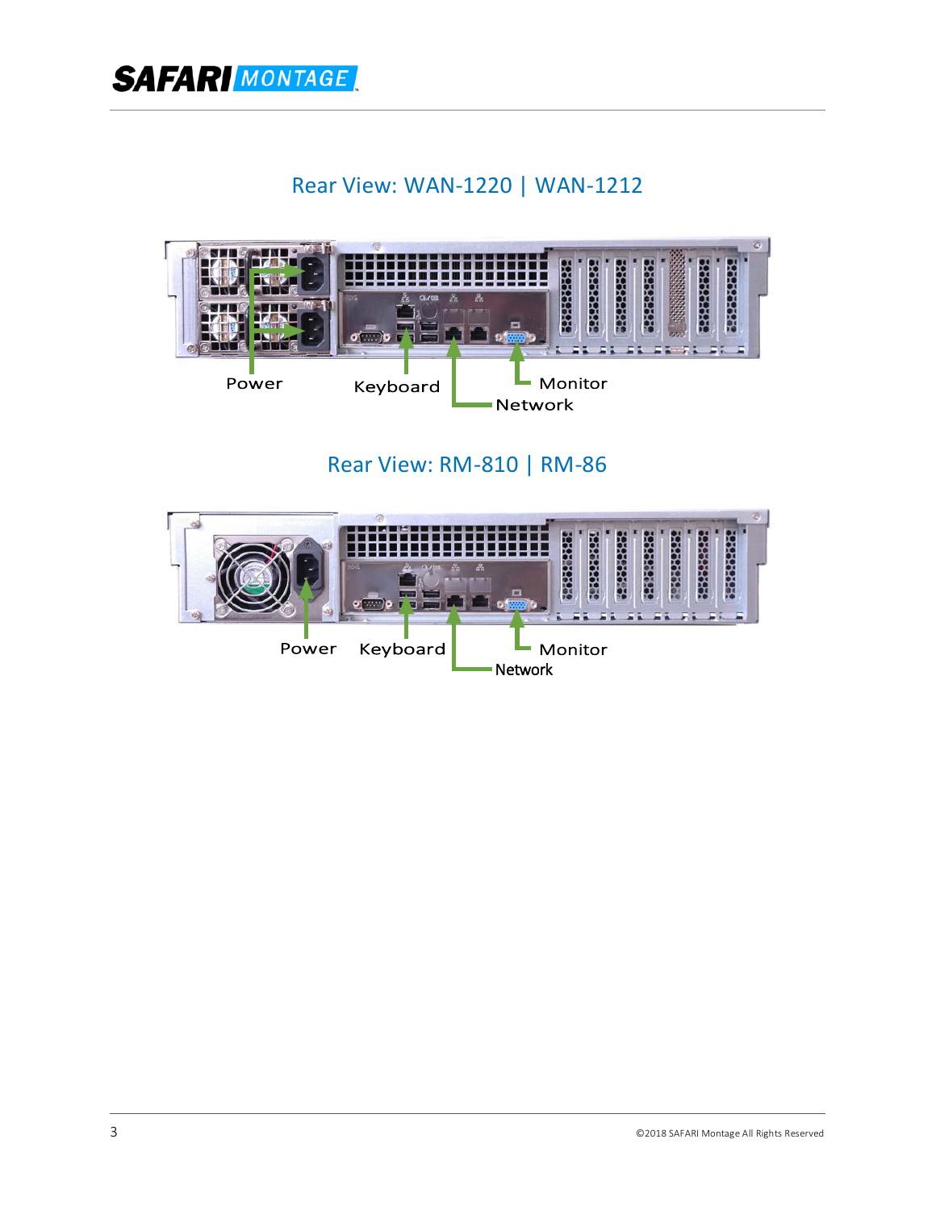## Rear View: WAN-1220 | WAN-1212

Power

Keyboard

Monitor

Network

## Rear View: RM-810 | RM-86

Power

Keyboard

Monitor

Network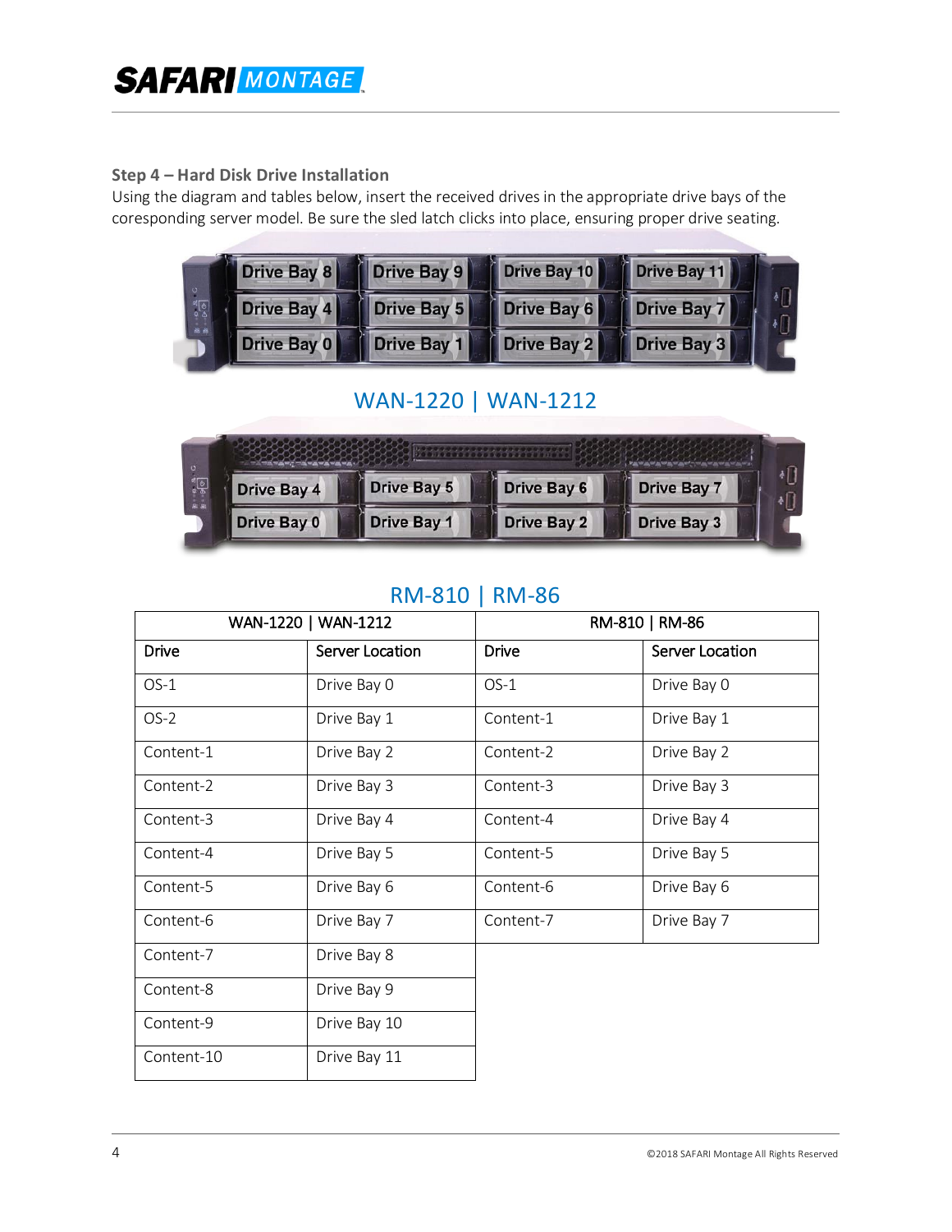### Step 4 – Hard Disk Drive Installation

Using the diagram and tables below, insert the received drives in the appropriate drive bays of the coresponding server model. Be sure the sled latch clicks into place, ensuring proper drive seating.

Drive Bay 8 | Drive Bay 9 | Drive Bay 10 | Drive Bay 11
Drive Bay 4 | Drive Bay 5 | Drive Bay 6 | Drive Bay 7
Drive Bay 0 | Drive Bay 1 | Drive Bay 2 | Drive Bay 3

WAN-1220 | WAN-1212

Drive Bay 4 | Drive Bay 5 | Drive Bay 6 | Drive Bay 7
Drive Bay 0 | Drive Bay 1 | Drive Bay 2 | Drive Bay 3

RM-810 | RM-86

| WAN-1220 \| WAN-1212 | | RM-810 \| RM-86 | |
|---|---|---|---|
| **Drive** | **Server Location** | **Drive** | **Server Location** |
| OS-1 | Drive Bay 0 | OS-1 | Drive Bay 0 |
| OS-2 | Drive Bay 1 | Content-1 | Drive Bay 1 |
| Content-1 | Drive Bay 2 | Content-2 | Drive Bay 2 |
| Content-2 | Drive Bay 3 | Content-3 | Drive Bay 3 |
| Content-3 | Drive Bay 4 | Content-4 | Drive Bay 4 |
| Content-4 | Drive Bay 5 | Content-5 | Drive Bay 5 |
| Content-5 | Drive Bay 6 | Content-6 | Drive Bay 6 |
| Content-6 | Drive Bay 7 | Content-7 | Drive Bay 7 |
| Content-7 | Drive Bay 8 | | |
| Content-8 | Drive Bay 9 | | |
| Content-9 | Drive Bay 10 | | |
| Content-10 | Drive Bay 11 | | |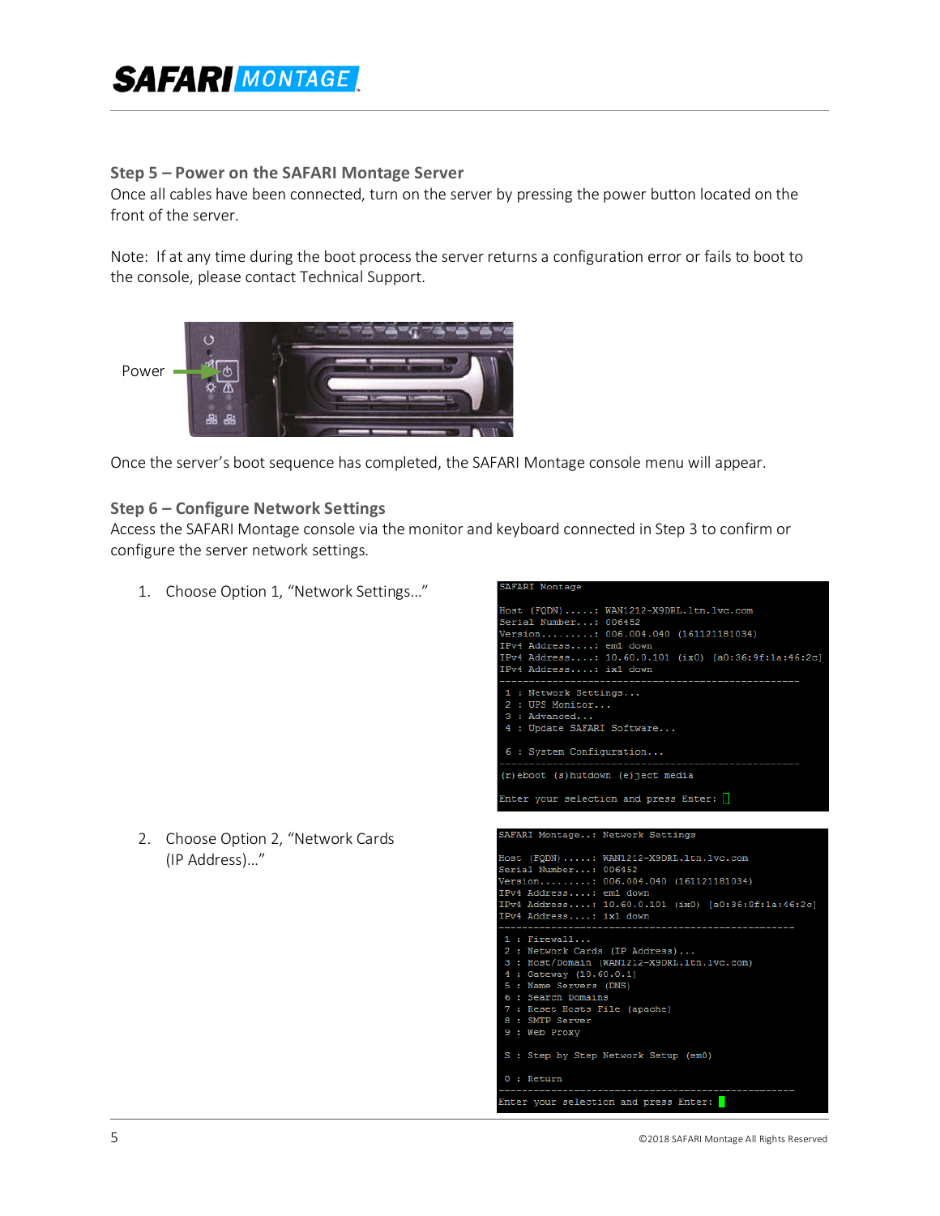### Step 5 – Power on the SAFARI Montage Server

Once all cables have been connected, turn on the server by pressing the power button located on the front of the server.

Note: If at any time during the boot process the server returns a configuration error or fails to boot to the console, please contact Technical Support.

Power

Once the server's boot sequence has completed, the SAFARI Montage console menu will appear.

### Step 6 – Configure Network Settings

Access the SAFARI Montage console via the monitor and keyboard connected in Step 3 to confirm or configure the server network settings.

1. Choose Option 1, "Network Settings…"

```
SAFARI Montage

Host (FQDN).....: WAN1212-X9DRL.ltn.lvc.com
Serial Number...: 006452
Version.........: 006.004.040 (161121181034)
IPv4 Address....: em1 down
IPv4 Address....: 10.60.0.101 (ix0) [a0:36:9f:1a:46:2c]
IPv4 Address....: ix1 down
--------------------------------------------------------
 1 : Network Settings...
 2 : UPS Monitor...
 3 : Advanced...
 4 : Update SAFARI Software...

 6 : System Configuration...
--------------------------------------------------------
(r)eboot (s)hutdown (e)ject media

Enter your selection and press Enter:
```

2. Choose Option 2, "Network Cards (IP Address)…"

```
SAFARI Montage..: Network Settings

Host (FQDN).....: WAN1212-X9DRL.ltn.lvc.com
Serial Number...: 006452
Version.........: 006.004.040 (161121181034)
IPv4 Address....: em1 down
IPv4 Address....: 10.60.0.101 (ix0) [a0:36:9f:1a:46:2c]
IPv4 Address....: ix1 down
--------------------------------------------------------
 1 : Firewall...
 2 : Network Cards (IP Address)...
 3 : Host/Domain (WAN1212-X9DRL.ltn.lvc.com)
 4 : Gateway (10.60.0.1)
 5 : Name Servers (DNS)
 6 : Search Domains
 7 : Reset Hosts File (apache)
 8 : SMTP Server
 9 : Web Proxy

 S : Step by Step Network Setup (em0)

 0 : Return
--------------------------------------------------------
Enter your selection and press Enter:
```

©2018 SAFARI Montage All Rights Reserved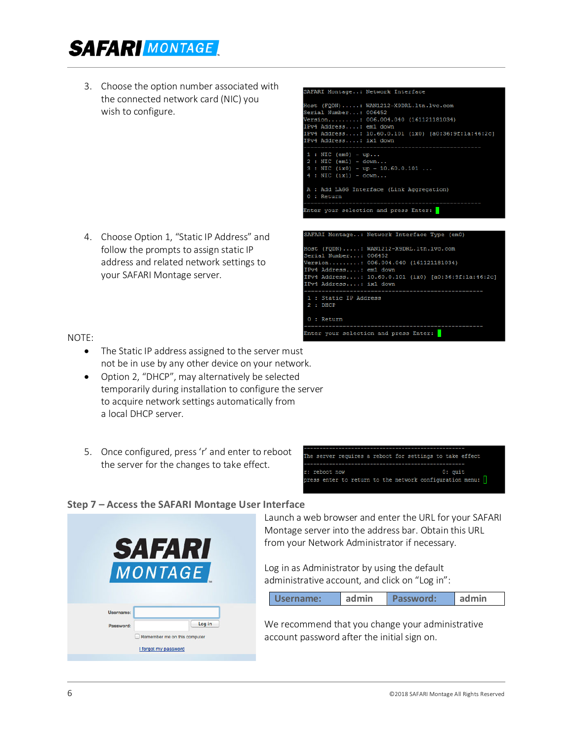3. Choose the option number associated with the connected network card (NIC) you wish to configure.

```
SAFARI Montage..: Network Interface

Host (FQDN).....: WAN1212-X9DRL.ltn.lvc.com
Serial Number...: 006452
Version.........: 006.004.040 (161121181034)
IPv4 Address....: em1 down
IPv4 Address....: 10.60.0.101 (ix0) [a0:36:9f:1a:46:2c]
IPv4 Address....: ix1 down
---------------------------------------------------
 1 : NIC (em0) - up...
 2 : NIC (em1) - down...
 3 : NIC (ix0) - up - 10.60.0.101 ...
 4 : NIC (ix1) - down...

 A : Add LAGG Interface (Link Aggregation)
 0 : Return
---------------------------------------------------
Enter your selection and press Enter:
```

4. Choose Option 1, "Static IP Address" and follow the prompts to assign static IP address and related network settings to your SAFARI Montage server.

```
SAFARI Montage..: Network Interface Type (em0)

Host (FQDN).....: WAN1212-X9DRL.ltn.lvc.com
Serial Number...: 006452
Version.........: 006.004.040 (161121181034)
IPv4 Address....: em1 down
IPv4 Address....: 10.60.0.101 (ix0) [a0:36:9f:1a:46:2c]
IPv4 Address....: ix1 down
---------------------------------------------------
 1 : Static IP Address
 2 : DHCP

 0 : Return
---------------------------------------------------
Enter your selection and press Enter:
```

NOTE:

- The Static IP address assigned to the server must not be in use by any other device on your network.
- Option 2, "DHCP", may alternatively be selected temporarily during installation to configure the server to acquire network settings automatically from a local DHCP server.

5. Once configured, press 'r' and enter to reboot the server for the changes to take effect.

```
---------------------------------------------------
The server requires a reboot for settings to take effect
---------------------------------------------------
r: reboot now                          0: quit
press enter to return to the network configuration menu:
```

## Step 7 – Access the SAFARI Montage User Interface

Launch a web browser and enter the URL for your SAFARI Montage server into the address bar. Obtain this URL from your Network Administrator if necessary.

Log in as Administrator by using the default administrative account, and click on "Log in":

| Username: | admin | Password: | admin |
|---|---|---|---|

We recommend that you change your administrative account password after the initial sign on.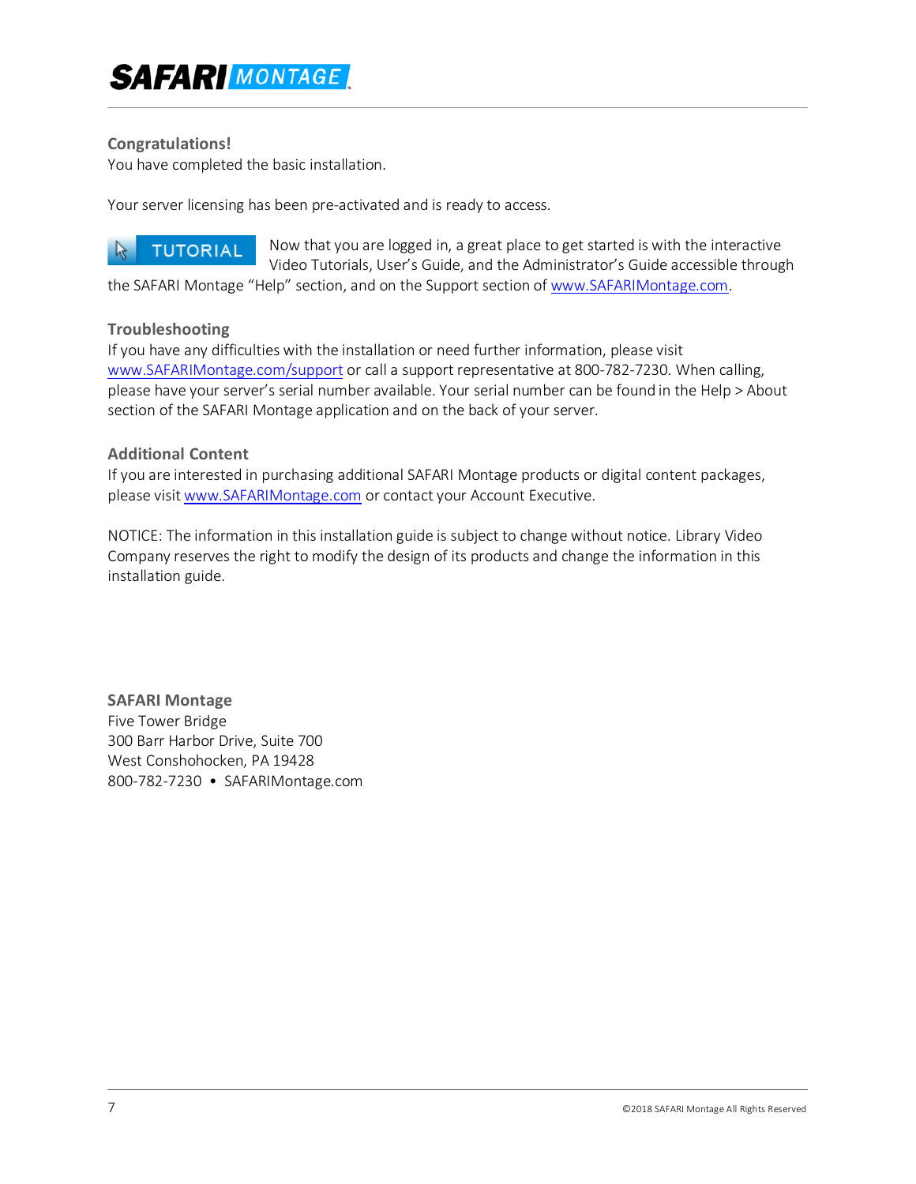**Congratulations!**
You have completed the basic installation.

Your server licensing has been pre-activated and is ready to access.

TUTORIAL Now that you are logged in, a great place to get started is with the interactive Video Tutorials, User's Guide, and the Administrator's Guide accessible through the SAFARI Montage "Help" section, and on the Support section of www.SAFARIMontage.com.

**Troubleshooting**
If you have any difficulties with the installation or need further information, please visit www.SAFARIMontage.com/support or call a support representative at 800-782-7230. When calling, please have your server's serial number available. Your serial number can be found in the Help > About section of the SAFARI Montage application and on the back of your server.

**Additional Content**
If you are interested in purchasing additional SAFARI Montage products or digital content packages, please visit www.SAFARIMontage.com or contact your Account Executive.

NOTICE: The information in this installation guide is subject to change without notice. Library Video Company reserves the right to modify the design of its products and change the information in this installation guide.

**SAFARI Montage**
Five Tower Bridge
300 Barr Harbor Drive, Suite 700
West Conshohocken, PA 19428
800-782-7230 • SAFARIMontage.com

©2018 SAFARI Montage All Rights Reserved